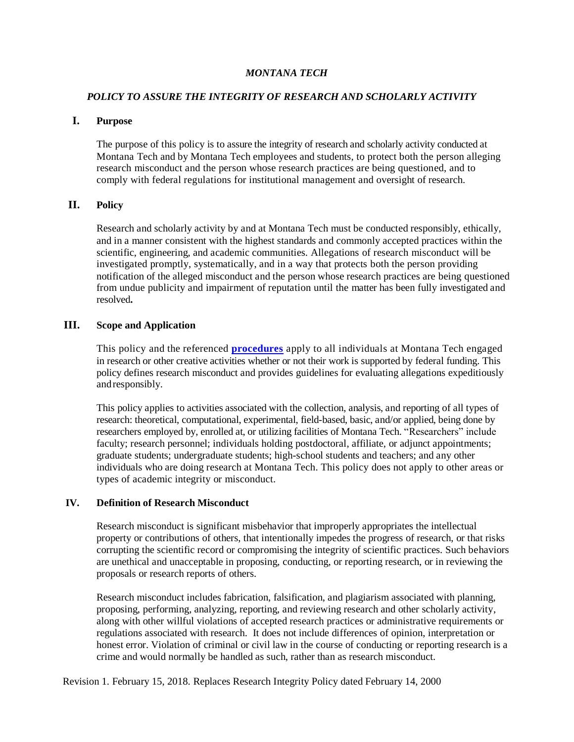# *MONTANA TECH*

## *POLICY TO ASSURE THE INTEGRITY OF RESEARCH AND SCHOLARLY ACTIVITY*

### I. Purpose

The purpose of this policy is to assure the integrity of research and scholarly activity conducted at Montana Tech and by Montana Tech employees and students, to protect both the person alleging research misconduct and the person whose research practices are being questioned, and to comply with federal regulations for institutional management and oversight of research.

### II. Policy

Research and scholarly activity by and at Montana Tech must be conducted responsibly, ethically, and in a manner consistent with the highest standards and commonly accepted practices within the scientific, engineering, and academic communities. Allegations of research misconduct will be investigated promptly, systematically, and in a way that protects both the person providing notification of the alleged misconduct and the person whose research practices are being questioned from undue publicity and impairment of reputation until the matter has been fully investigated and resolved**.**

### III. Scope and Application

This policy and the referenced **procedures** apply to all individuals at Montana Tech engaged in research or other creative activities whether or not their work is supported by federal funding. This policy defines research misconduct and provides guidelines for evaluating allegations expeditiously and responsibly.

This policy applies to activities associated with the collection, analysis, and reporting of all types of research: theoretical, computational, experimental, field-based, basic, and/or applied, being done by researchers employed by, enrolled at, or utilizing facilities of Montana Tech. "Researchers" include faculty; research personnel; individuals holding postdoctoral, affiliate, or adjunct appointments; graduate students; undergraduate students; high-school students and teachers; and any other individuals who are doing research at Montana Tech. This policy does not apply to other areas or types of academic integrity or misconduct.

### IV. Definition of Research Misconduct

Research misconduct is significant misbehavior that improperly appropriates the intellectual property or contributions of others, that intentionally impedes the progress of research, or that risks corrupting the scientific record or compromising the integrity of scientific practices. Such behaviors are unethical and unacceptable in proposing, conducting, or reporting research, or in reviewing the proposals or research reports of others.

Research misconduct includes fabrication, falsification, and plagiarism associated with planning, proposing, performing, analyzing, reporting, and reviewing research and other scholarly activity, along with other willful violations of accepted research practices or administrative requirements or regulations associated with research. It does not include differences of opinion, interpretation or honest error. Violation of criminal or civil law in the course of conducting or reporting research is a crime and would normally be handled as such, rather than as research misconduct.

Revision 1. February 15, 2018. Replaces Research Integrity Policy dated February 14, 2000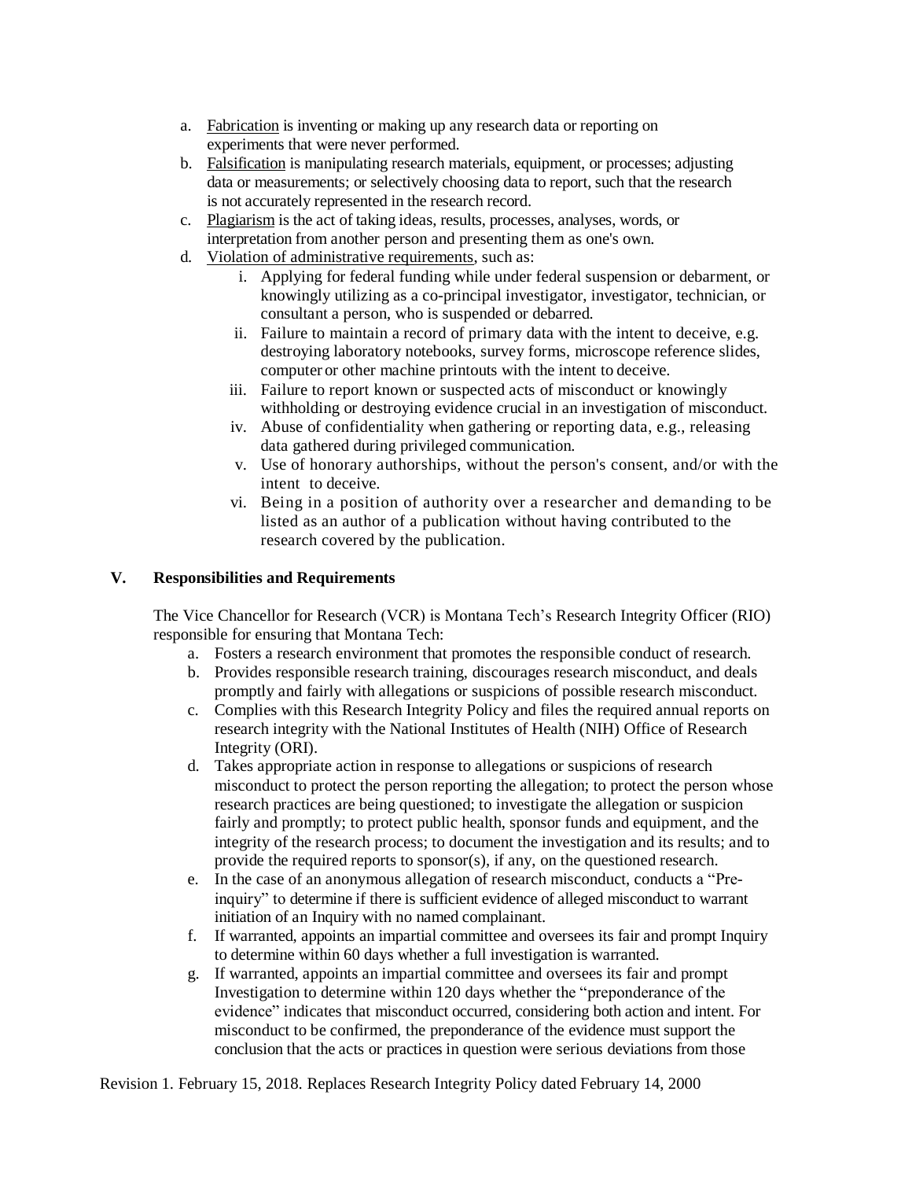a. Fabrication is inventing or making up any research data or reporting on experiments that were never performed.
b. Falsification is manipulating research materials, equipment, or processes; adjusting data or measurements; or selectively choosing data to report, such that the research is not accurately represented in the research record.
c. Plagiarism is the act of taking ideas, results, processes, analyses, words, or interpretation from another person and presenting them as one's own.
d. Violation of administrative requirements, such as:
    i. Applying for federal funding while under federal suspension or debarment, or knowingly utilizing as a co-principal investigator, investigator, technician, or consultant a person, who is suspended or debarred.
    ii. Failure to maintain a record of primary data with the intent to deceive, e.g. destroying laboratory notebooks, survey forms, microscope reference slides, computer or other machine printouts with the intent to deceive.
    iii. Failure to report known or suspected acts of misconduct or knowingly withholding or destroying evidence crucial in an investigation of misconduct.
    iv. Abuse of confidentiality when gathering or reporting data, e.g., releasing data gathered during privileged communication.
    v. Use of honorary authorships, without the person's consent, and/or with the intent to deceive.
    vi. Being in a position of authority over a researcher and demanding to be listed as an author of a publication without having contributed to the research covered by the publication.

## V. Responsibilities and Requirements

The Vice Chancellor for Research (VCR) is Montana Tech's Research Integrity Officer (RIO) responsible for ensuring that Montana Tech:

a. Fosters a research environment that promotes the responsible conduct of research.
b. Provides responsible research training, discourages research misconduct, and deals promptly and fairly with allegations or suspicions of possible research misconduct.
c. Complies with this Research Integrity Policy and files the required annual reports on research integrity with the National Institutes of Health (NIH) Office of Research Integrity (ORI).
d. Takes appropriate action in response to allegations or suspicions of research misconduct to protect the person reporting the allegation; to protect the person whose research practices are being questioned; to investigate the allegation or suspicion fairly and promptly; to protect public health, sponsor funds and equipment, and the integrity of the research process; to document the investigation and its results; and to provide the required reports to sponsor(s), if any, on the questioned research.
e. In the case of an anonymous allegation of research misconduct, conducts a "Pre-inquiry" to determine if there is sufficient evidence of alleged misconduct to warrant initiation of an Inquiry with no named complainant.
f. If warranted, appoints an impartial committee and oversees its fair and prompt Inquiry to determine within 60 days whether a full investigation is warranted.
g. If warranted, appoints an impartial committee and oversees its fair and prompt Investigation to determine within 120 days whether the "preponderance of the evidence" indicates that misconduct occurred, considering both action and intent. For misconduct to be confirmed, the preponderance of the evidence must support the conclusion that the acts or practices in question were serious deviations from those

Revision 1. February 15, 2018. Replaces Research Integrity Policy dated February 14, 2000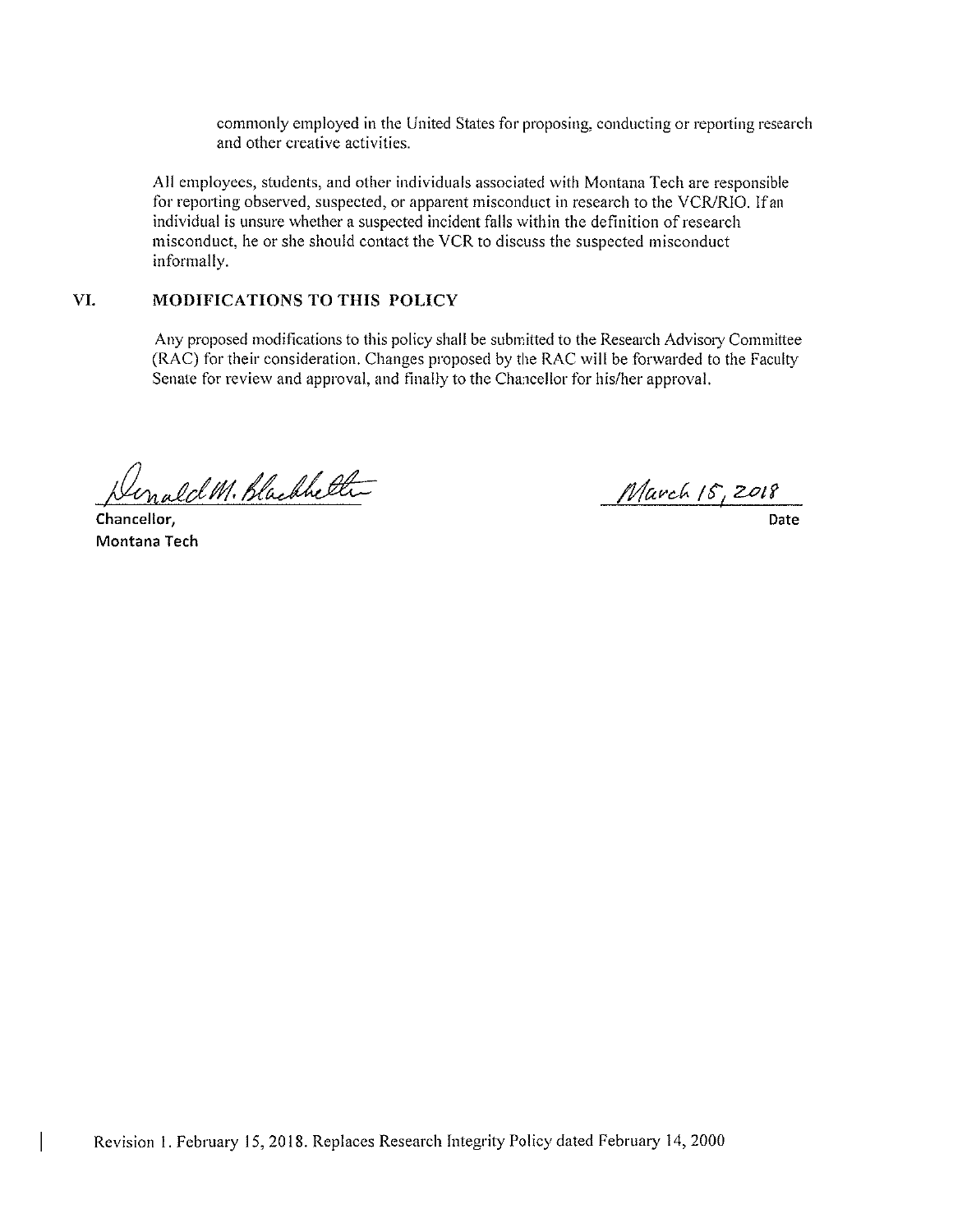commonly employed in the United States for proposing, conducting or reporting research and other creative activities.

All employees, students, and other individuals associated with Montana Tech are responsible for reporting observed, suspected, or apparent misconduct in research to the VCR/RIO. If an individual is unsure whether a suspected incident falls within the definition of research misconduct, he or she should contact the VCR to discuss the suspected misconduct informally.

## VI. MODIFICATIONS TO THIS POLICY

Any proposed modifications to this policy shall be submitted to the Research Advisory Committee (RAC) for their consideration. Changes proposed by the RAC will be forwarded to the Faculty Senate for review and approval, and finally to the Chancellor for his/her approval.

Donald M. Blackketter

**Chancellor,**
**Montana Tech**

March 15, 2018

**Date**

Revision 1. February 15, 2018. Replaces Research Integrity Policy dated February 14, 2000